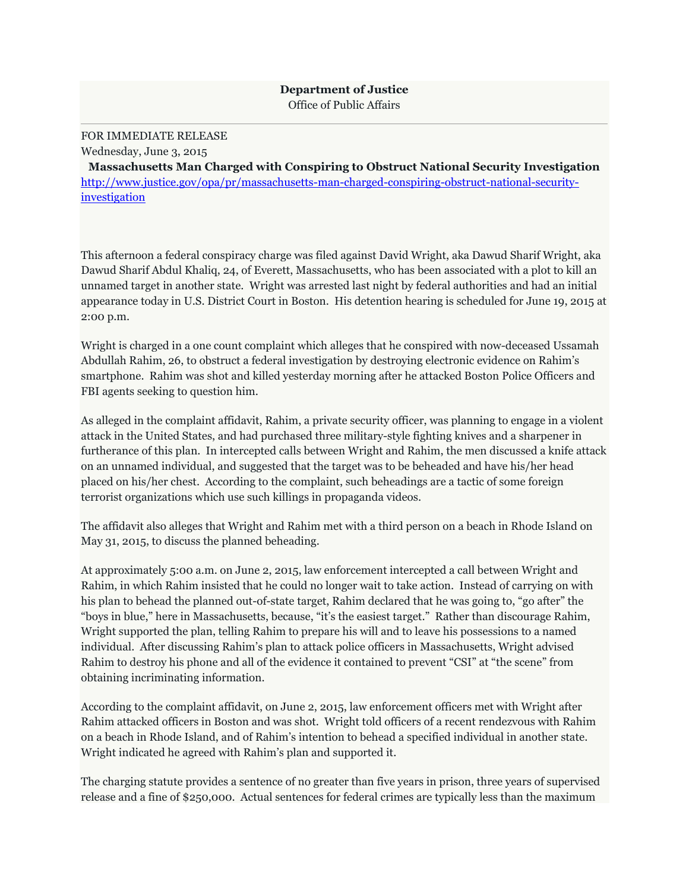**Department of Justice**
Office of Public Affairs

FOR IMMEDIATE RELEASE
Wednesday, June 3, 2015

**Massachusetts Man Charged with Conspiring to Obstruct National Security Investigation**
http://www.justice.gov/opa/pr/massachusetts-man-charged-conspiring-obstruct-national-security-investigation

This afternoon a federal conspiracy charge was filed against David Wright, aka Dawud Sharif Wright, aka Dawud Sharif Abdul Khaliq, 24, of Everett, Massachusetts, who has been associated with a plot to kill an unnamed target in another state. Wright was arrested last night by federal authorities and had an initial appearance today in U.S. District Court in Boston. His detention hearing is scheduled for June 19, 2015 at 2:00 p.m.

Wright is charged in a one count complaint which alleges that he conspired with now-deceased Ussamah Abdullah Rahim, 26, to obstruct a federal investigation by destroying electronic evidence on Rahim's smartphone. Rahim was shot and killed yesterday morning after he attacked Boston Police Officers and FBI agents seeking to question him.

As alleged in the complaint affidavit, Rahim, a private security officer, was planning to engage in a violent attack in the United States, and had purchased three military-style fighting knives and a sharpener in furtherance of this plan. In intercepted calls between Wright and Rahim, the men discussed a knife attack on an unnamed individual, and suggested that the target was to be beheaded and have his/her head placed on his/her chest. According to the complaint, such beheadings are a tactic of some foreign terrorist organizations which use such killings in propaganda videos.

The affidavit also alleges that Wright and Rahim met with a third person on a beach in Rhode Island on May 31, 2015, to discuss the planned beheading.

At approximately 5:00 a.m. on June 2, 2015, law enforcement intercepted a call between Wright and Rahim, in which Rahim insisted that he could no longer wait to take action. Instead of carrying on with his plan to behead the planned out-of-state target, Rahim declared that he was going to, "go after" the "boys in blue," here in Massachusetts, because, "it's the easiest target." Rather than discourage Rahim, Wright supported the plan, telling Rahim to prepare his will and to leave his possessions to a named individual. After discussing Rahim's plan to attack police officers in Massachusetts, Wright advised Rahim to destroy his phone and all of the evidence it contained to prevent "CSI" at "the scene" from obtaining incriminating information.

According to the complaint affidavit, on June 2, 2015, law enforcement officers met with Wright after Rahim attacked officers in Boston and was shot. Wright told officers of a recent rendezvous with Rahim on a beach in Rhode Island, and of Rahim's intention to behead a specified individual in another state. Wright indicated he agreed with Rahim's plan and supported it.

The charging statute provides a sentence of no greater than five years in prison, three years of supervised release and a fine of $250,000. Actual sentences for federal crimes are typically less than the maximum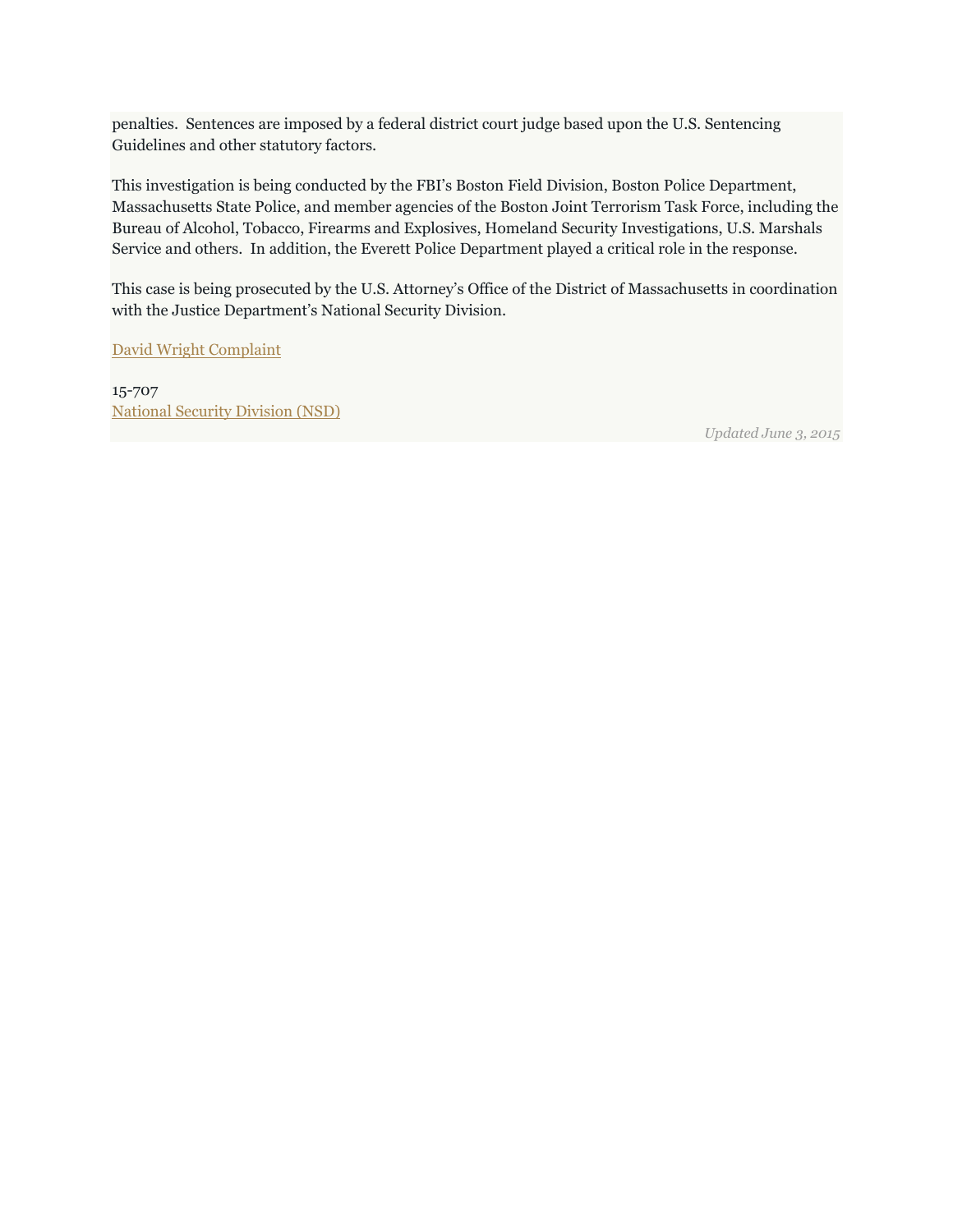penalties. Sentences are imposed by a federal district court judge based upon the U.S. Sentencing Guidelines and other statutory factors.

This investigation is being conducted by the FBI's Boston Field Division, Boston Police Department, Massachusetts State Police, and member agencies of the Boston Joint Terrorism Task Force, including the Bureau of Alcohol, Tobacco, Firearms and Explosives, Homeland Security Investigations, U.S. Marshals Service and others. In addition, the Everett Police Department played a critical role in the response.

This case is being prosecuted by the U.S. Attorney's Office of the District of Massachusetts in coordination with the Justice Department's National Security Division.

David Wright Complaint

15-707
National Security Division (NSD)

*Updated June 3, 2015*